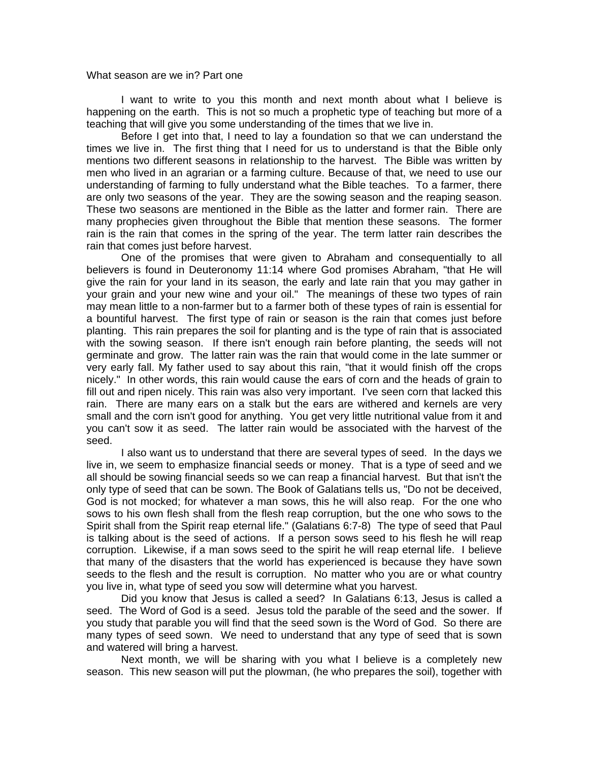What season are we in? Part one

I want to write to you this month and next month about what I believe is happening on the earth. This is not so much a prophetic type of teaching but more of a teaching that will give you some understanding of the times that we live in.

Before I get into that, I need to lay a foundation so that we can understand the times we live in. The first thing that I need for us to understand is that the Bible only mentions two different seasons in relationship to the harvest. The Bible was written by men who lived in an agrarian or a farming culture. Because of that, we need to use our understanding of farming to fully understand what the Bible teaches. To a farmer, there are only two seasons of the year. They are the sowing season and the reaping season. These two seasons are mentioned in the Bible as the latter and former rain. There are many prophecies given throughout the Bible that mention these seasons. The former rain is the rain that comes in the spring of the year. The term latter rain describes the rain that comes just before harvest.

One of the promises that were given to Abraham and consequentially to all believers is found in Deuteronomy 11:14 where God promises Abraham, "that He will give the rain for your land in its season, the early and late rain that you may gather in your grain and your new wine and your oil." The meanings of these two types of rain may mean little to a non-farmer but to a farmer both of these types of rain is essential for a bountiful harvest. The first type of rain or season is the rain that comes just before planting. This rain prepares the soil for planting and is the type of rain that is associated with the sowing season. If there isn't enough rain before planting, the seeds will not germinate and grow. The latter rain was the rain that would come in the late summer or very early fall. My father used to say about this rain, "that it would finish off the crops nicely." In other words, this rain would cause the ears of corn and the heads of grain to fill out and ripen nicely. This rain was also very important. I've seen corn that lacked this rain. There are many ears on a stalk but the ears are withered and kernels are very small and the corn isn't good for anything. You get very little nutritional value from it and you can't sow it as seed. The latter rain would be associated with the harvest of the seed.

I also want us to understand that there are several types of seed. In the days we live in, we seem to emphasize financial seeds or money. That is a type of seed and we all should be sowing financial seeds so we can reap a financial harvest. But that isn't the only type of seed that can be sown. The Book of Galatians tells us, "Do not be deceived, God is not mocked; for whatever a man sows, this he will also reap. For the one who sows to his own flesh shall from the flesh reap corruption, but the one who sows to the Spirit shall from the Spirit reap eternal life." (Galatians 6:7-8) The type of seed that Paul is talking about is the seed of actions. If a person sows seed to his flesh he will reap corruption. Likewise, if a man sows seed to the spirit he will reap eternal life. I believe that many of the disasters that the world has experienced is because they have sown seeds to the flesh and the result is corruption. No matter who you are or what country you live in, what type of seed you sow will determine what you harvest.

Did you know that Jesus is called a seed? In Galatians 6:13, Jesus is called a seed. The Word of God is a seed. Jesus told the parable of the seed and the sower. If you study that parable you will find that the seed sown is the Word of God. So there are many types of seed sown. We need to understand that any type of seed that is sown and watered will bring a harvest.

Next month, we will be sharing with you what I believe is a completely new season. This new season will put the plowman, (he who prepares the soil), together with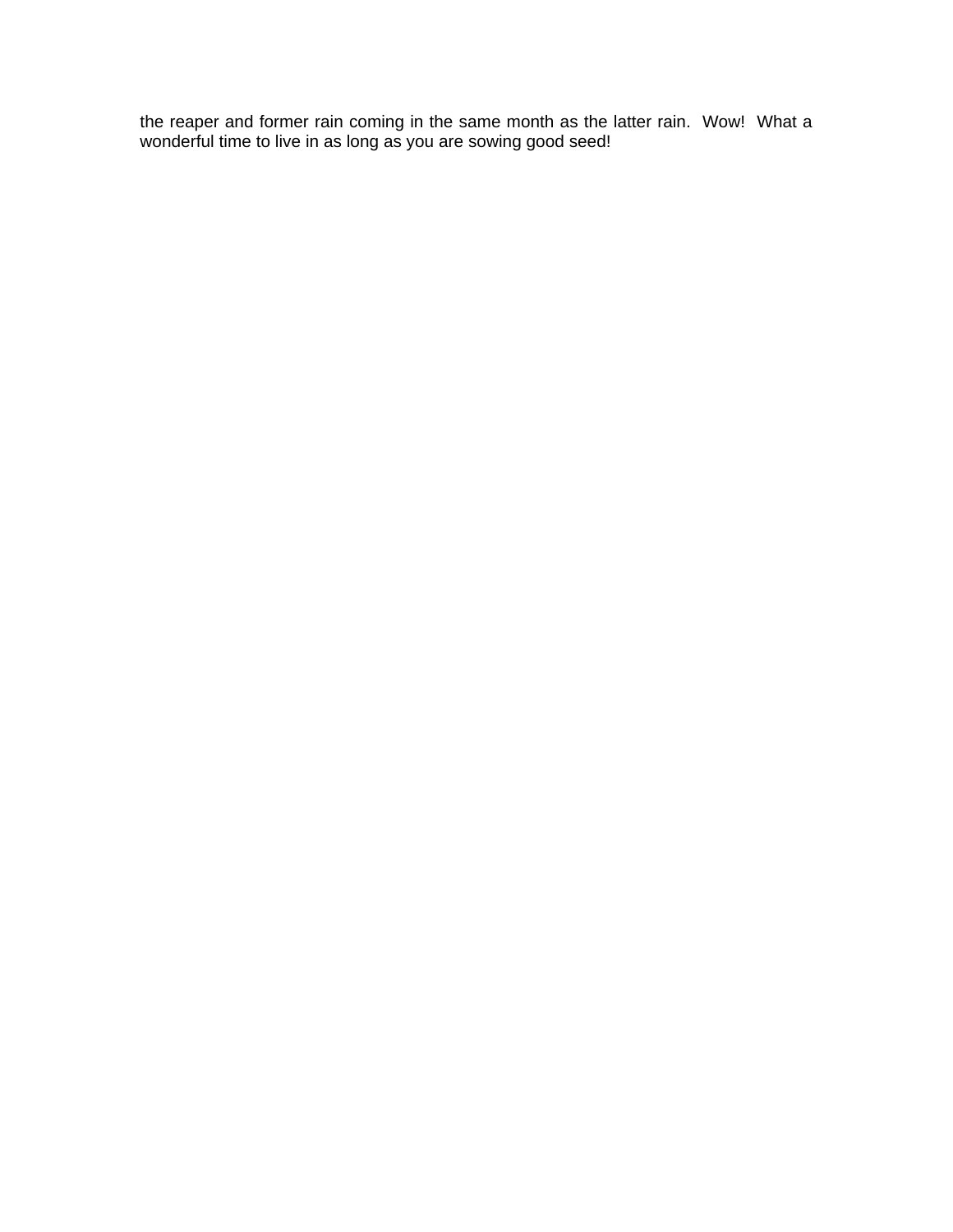the reaper and former rain coming in the same month as the latter rain. Wow! What a wonderful time to live in as long as you are sowing good seed!